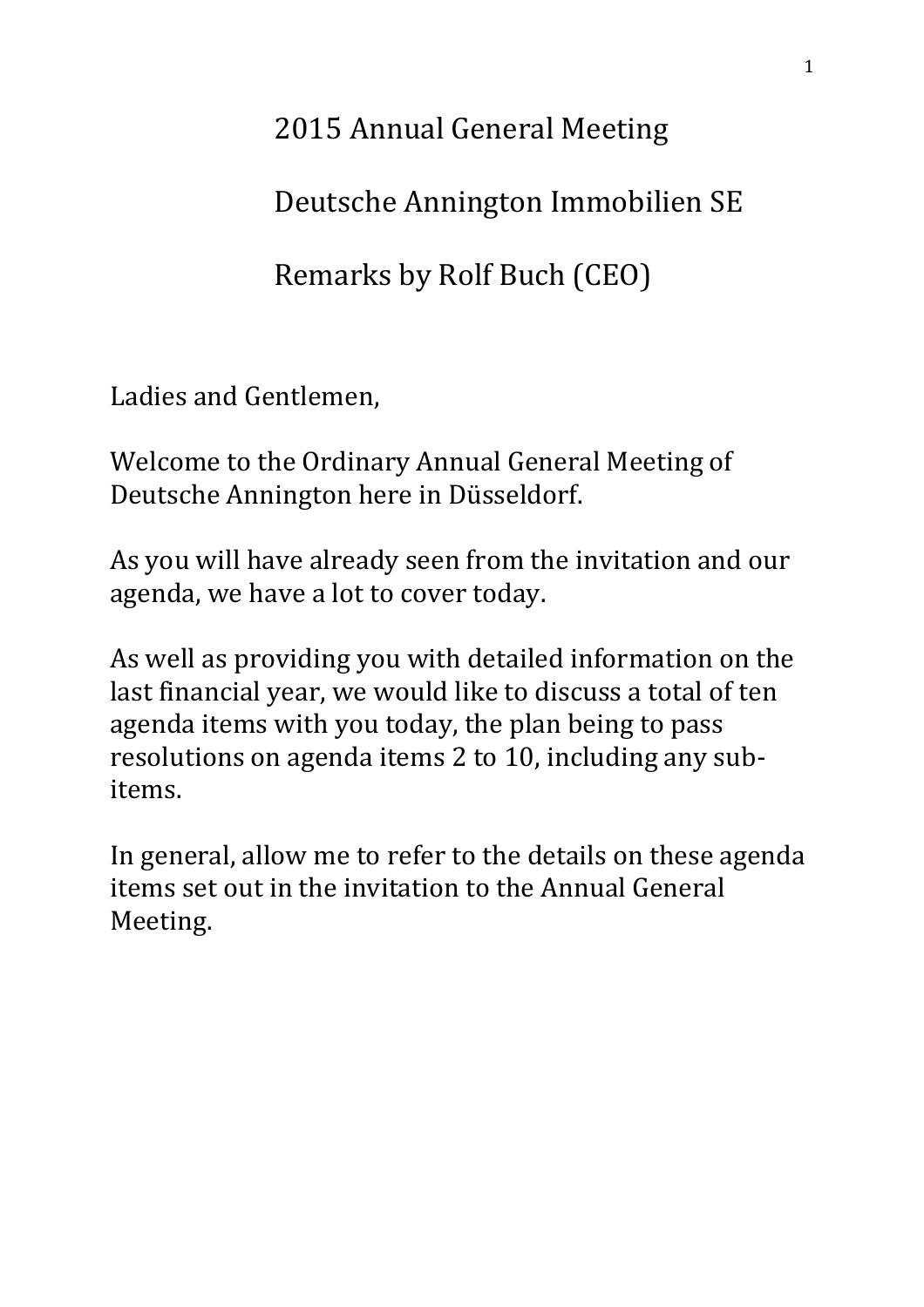# 2015 Annual General Meeting

# Deutsche Annington Immobilien SE

# Remarks by Rolf Buch (CEO)

Ladies and Gentlemen,

Welcome to the Ordinary Annual General Meeting of Deutsche Annington here in Düsseldorf.

As you will have already seen from the invitation and our agenda, we have a lot to cover today.

As well as providing you with detailed information on the last financial year, we would like to discuss a total of ten agenda items with you today, the plan being to pass resolutions on agenda items 2 to 10, including any sub-items.

In general, allow me to refer to the details on these agenda items set out in the invitation to the Annual General Meeting.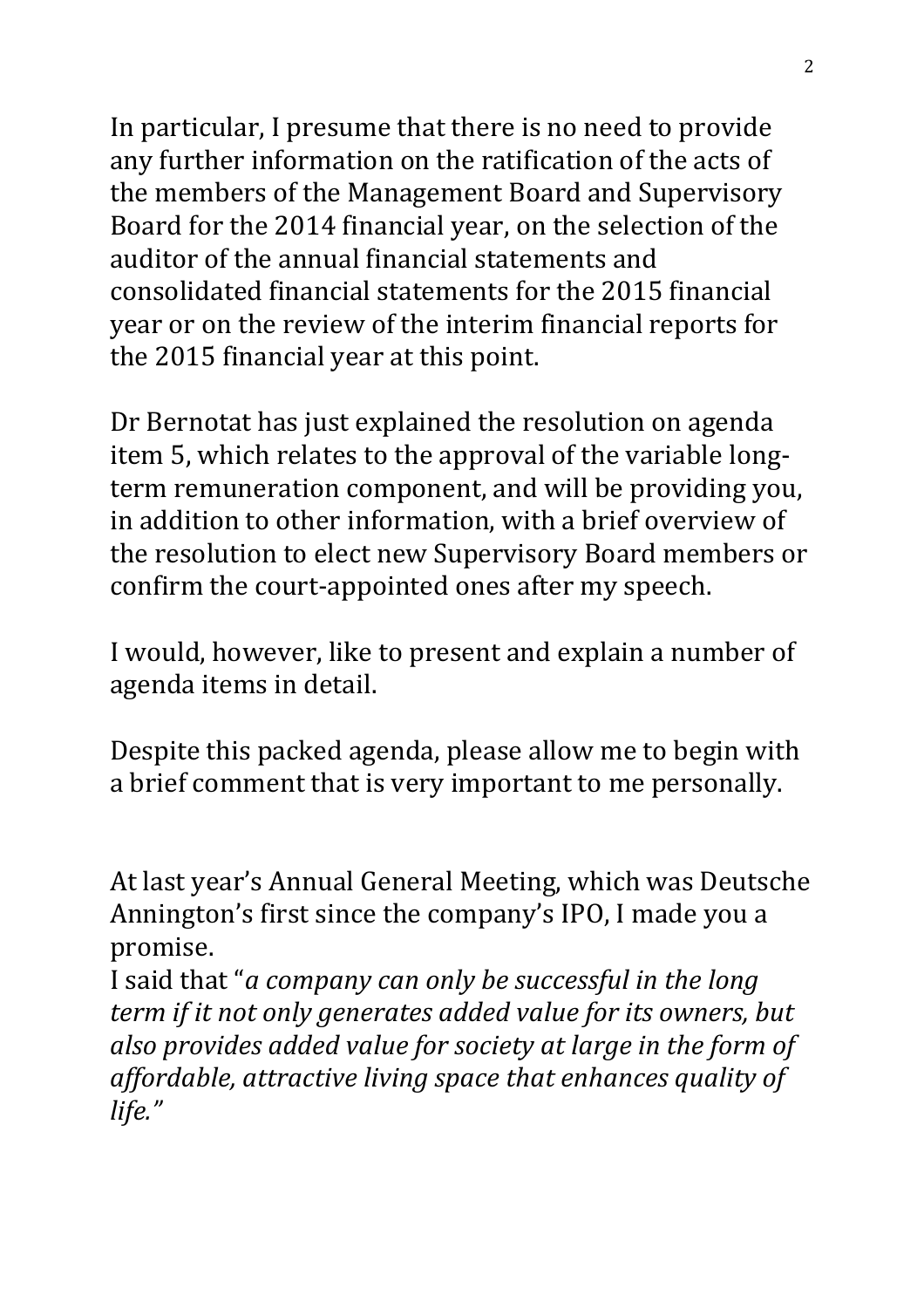In particular, I presume that there is no need to provide any further information on the ratification of the acts of the members of the Management Board and Supervisory Board for the 2014 financial year, on the selection of the auditor of the annual financial statements and consolidated financial statements for the 2015 financial year or on the review of the interim financial reports for the 2015 financial year at this point.

Dr Bernotat has just explained the resolution on agenda item 5, which relates to the approval of the variable long-term remuneration component, and will be providing you, in addition to other information, with a brief overview of the resolution to elect new Supervisory Board members or confirm the court-appointed ones after my speech.

I would, however, like to present and explain a number of agenda items in detail.

Despite this packed agenda, please allow me to begin with a brief comment that is very important to me personally.

At last year's Annual General Meeting, which was Deutsche Annington's first since the company's IPO, I made you a promise.
I said that "*a company can only be successful in the long term if it not only generates added value for its owners, but also provides added value for society at large in the form of affordable, attractive living space that enhances quality of life.*"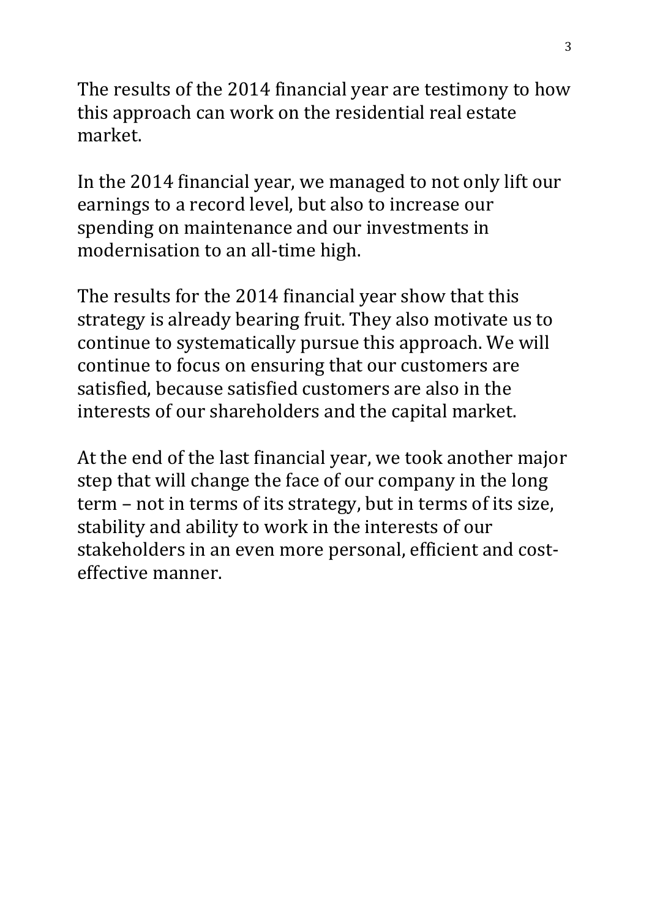The results of the 2014 financial year are testimony to how this approach can work on the residential real estate market.

In the 2014 financial year, we managed to not only lift our earnings to a record level, but also to increase our spending on maintenance and our investments in modernisation to an all-time high.

The results for the 2014 financial year show that this strategy is already bearing fruit. They also motivate us to continue to systematically pursue this approach. We will continue to focus on ensuring that our customers are satisfied, because satisfied customers are also in the interests of our shareholders and the capital market.

At the end of the last financial year, we took another major step that will change the face of our company in the long term – not in terms of its strategy, but in terms of its size, stability and ability to work in the interests of our stakeholders in an even more personal, efficient and cost-effective manner.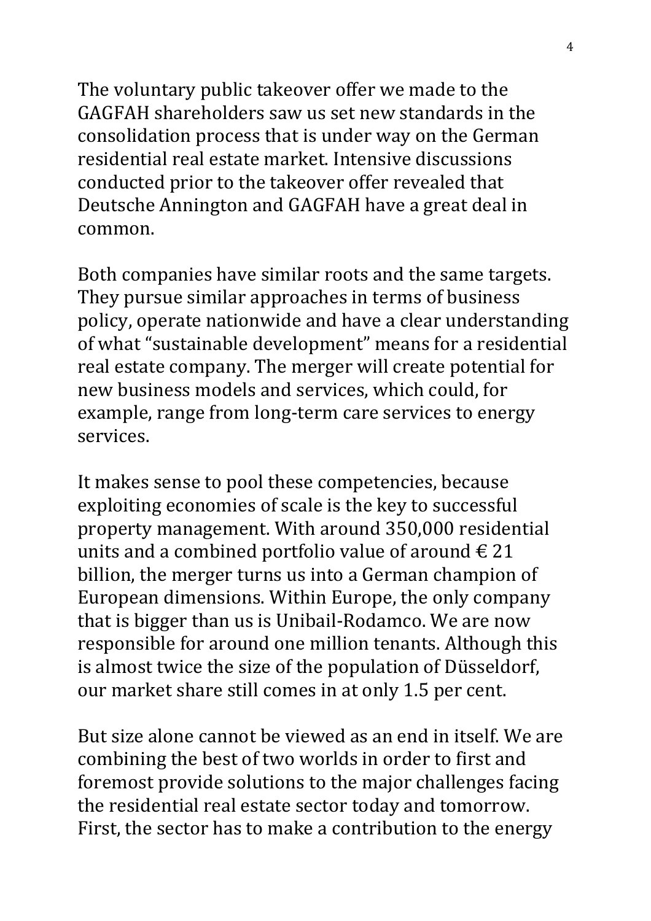The voluntary public takeover offer we made to the GAGFAH shareholders saw us set new standards in the consolidation process that is under way on the German residential real estate market. Intensive discussions conducted prior to the takeover offer revealed that Deutsche Annington and GAGFAH have a great deal in common.

Both companies have similar roots and the same targets. They pursue similar approaches in terms of business policy, operate nationwide and have a clear understanding of what "sustainable development" means for a residential real estate company. The merger will create potential for new business models and services, which could, for example, range from long-term care services to energy services.

It makes sense to pool these competencies, because exploiting economies of scale is the key to successful property management. With around 350,000 residential units and a combined portfolio value of around € 21 billion, the merger turns us into a German champion of European dimensions. Within Europe, the only company that is bigger than us is Unibail-Rodamco. We are now responsible for around one million tenants. Although this is almost twice the size of the population of Düsseldorf, our market share still comes in at only 1.5 per cent.

But size alone cannot be viewed as an end in itself. We are combining the best of two worlds in order to first and foremost provide solutions to the major challenges facing the residential real estate sector today and tomorrow. First, the sector has to make a contribution to the energy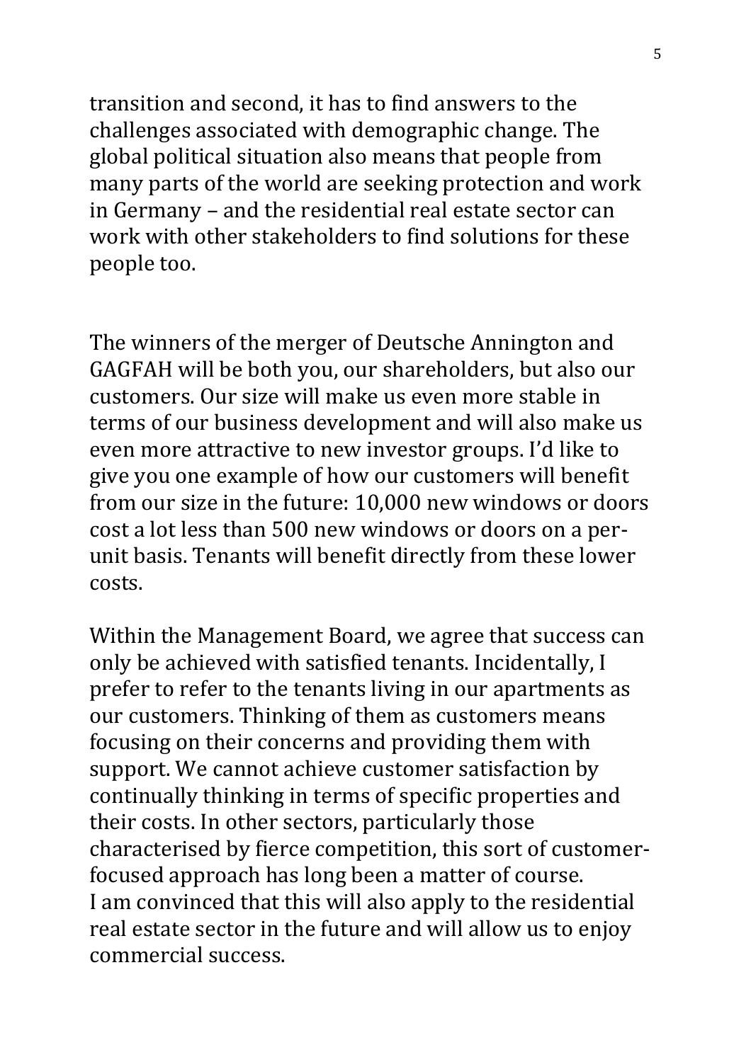transition and second, it has to find answers to the challenges associated with demographic change. The global political situation also means that people from many parts of the world are seeking protection and work in Germany – and the residential real estate sector can work with other stakeholders to find solutions for these people too.

The winners of the merger of Deutsche Annington and GAGFAH will be both you, our shareholders, but also our customers. Our size will make us even more stable in terms of our business development and will also make us even more attractive to new investor groups. I'd like to give you one example of how our customers will benefit from our size in the future: 10,000 new windows or doors cost a lot less than 500 new windows or doors on a per-unit basis. Tenants will benefit directly from these lower costs.

Within the Management Board, we agree that success can only be achieved with satisfied tenants. Incidentally, I prefer to refer to the tenants living in our apartments as our customers. Thinking of them as customers means focusing on their concerns and providing them with support. We cannot achieve customer satisfaction by continually thinking in terms of specific properties and their costs. In other sectors, particularly those characterised by fierce competition, this sort of customer-focused approach has long been a matter of course.
I am convinced that this will also apply to the residential real estate sector in the future and will allow us to enjoy commercial success.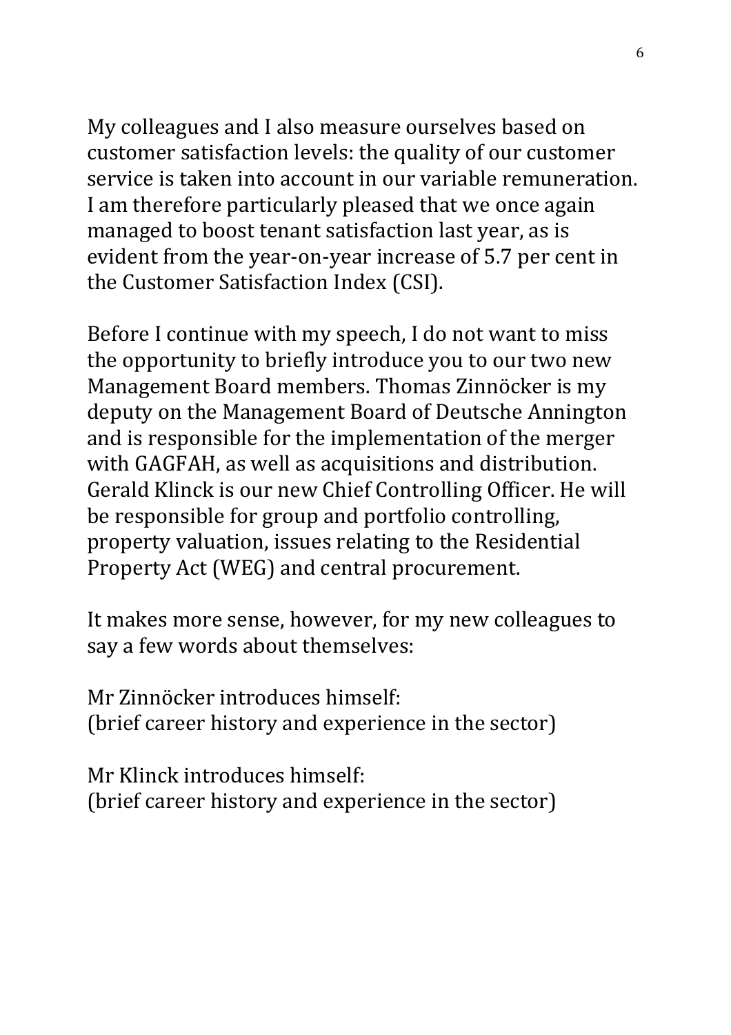My colleagues and I also measure ourselves based on customer satisfaction levels: the quality of our customer service is taken into account in our variable remuneration. I am therefore particularly pleased that we once again managed to boost tenant satisfaction last year, as is evident from the year-on-year increase of 5.7 per cent in the Customer Satisfaction Index (CSI).

Before I continue with my speech, I do not want to miss the opportunity to briefly introduce you to our two new Management Board members. Thomas Zinnöcker is my deputy on the Management Board of Deutsche Annington and is responsible for the implementation of the merger with GAGFAH, as well as acquisitions and distribution. Gerald Klinck is our new Chief Controlling Officer. He will be responsible for group and portfolio controlling, property valuation, issues relating to the Residential Property Act (WEG) and central procurement.

It makes more sense, however, for my new colleagues to say a few words about themselves:

Mr Zinnöcker introduces himself:
(brief career history and experience in the sector)

Mr Klinck introduces himself:
(brief career history and experience in the sector)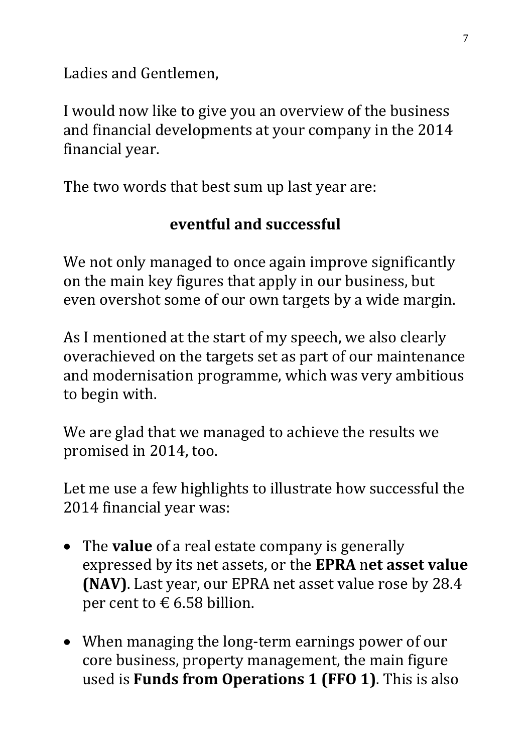Ladies and Gentlemen,

I would now like to give you an overview of the business and financial developments at your company in the 2014 financial year.

The two words that best sum up last year are:

**eventful and successful**

We not only managed to once again improve significantly on the main key figures that apply in our business, but even overshot some of our own targets by a wide margin.

As I mentioned at the start of my speech, we also clearly overachieved on the targets set as part of our maintenance and modernisation programme, which was very ambitious to begin with.

We are glad that we managed to achieve the results we promised in 2014, too.

Let me use a few highlights to illustrate how successful the 2014 financial year was:

- The **value** of a real estate company is generally expressed by its net assets, or the **EPRA** n**et asset value (NAV)**. Last year, our EPRA net asset value rose by 28.4 per cent to € 6.58 billion.

- When managing the long-term earnings power of our core business, property management, the main figure used is **Funds from Operations 1 (FFO 1)**. This is also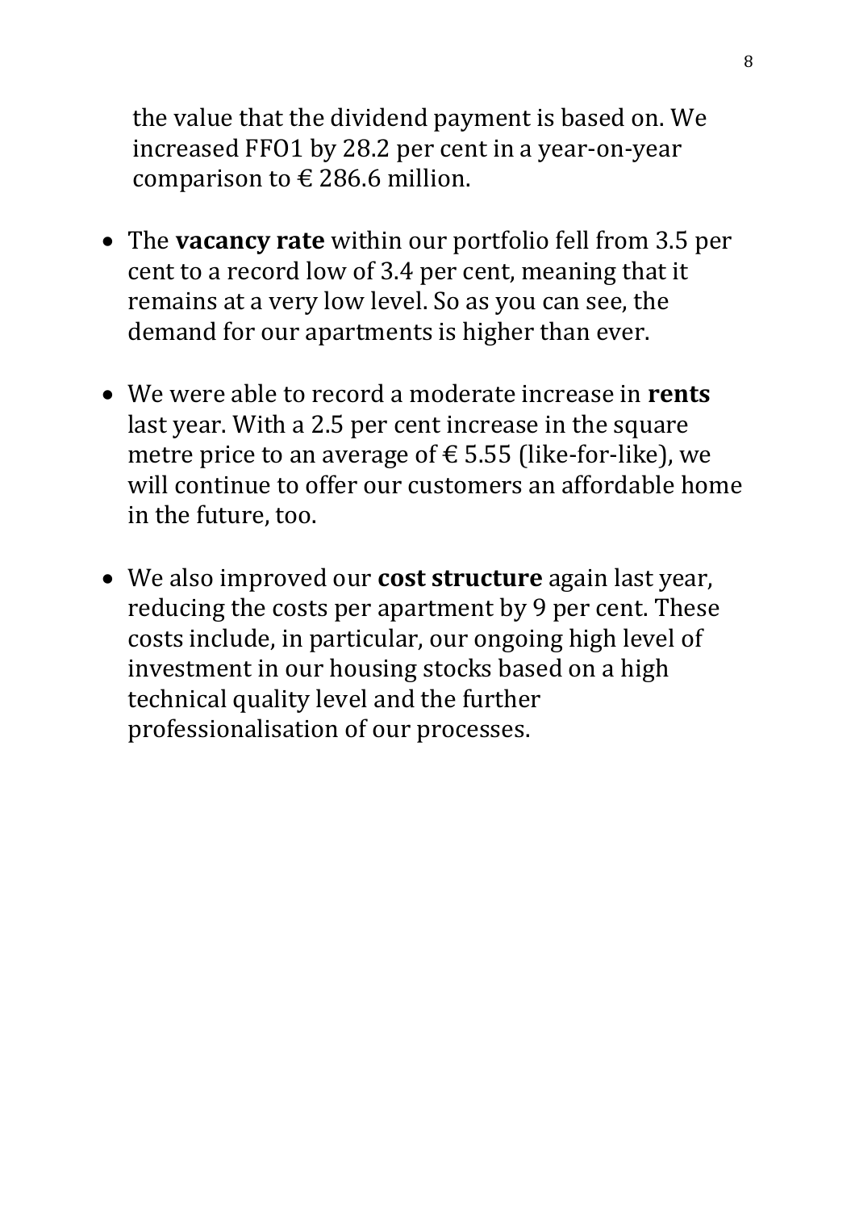the value that the dividend payment is based on. We increased FFO1 by 28.2 per cent in a year-on-year comparison to € 286.6 million.

- The **vacancy rate** within our portfolio fell from 3.5 per cent to a record low of 3.4 per cent, meaning that it remains at a very low level. So as you can see, the demand for our apartments is higher than ever.

- We were able to record a moderate increase in **rents** last year. With a 2.5 per cent increase in the square metre price to an average of € 5.55 (like-for-like), we will continue to offer our customers an affordable home in the future, too.

- We also improved our **cost structure** again last year, reducing the costs per apartment by 9 per cent. These costs include, in particular, our ongoing high level of investment in our housing stocks based on a high technical quality level and the further professionalisation of our processes.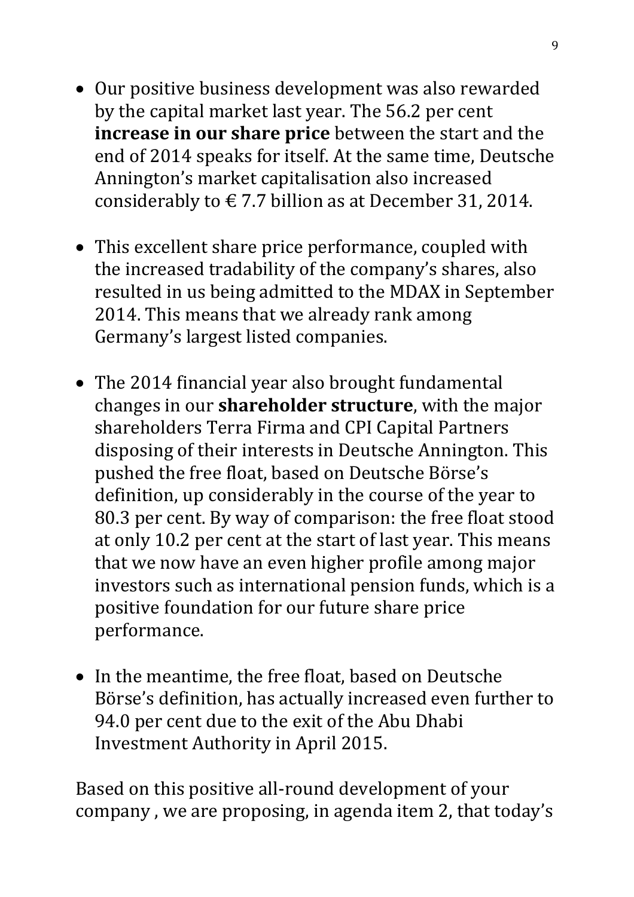- Our positive business development was also rewarded by the capital market last year. The 56.2 per cent **increase in our share price** between the start and the end of 2014 speaks for itself. At the same time, Deutsche Annington's market capitalisation also increased considerably to € 7.7 billion as at December 31, 2014.

- This excellent share price performance, coupled with the increased tradability of the company's shares, also resulted in us being admitted to the MDAX in September 2014. This means that we already rank among Germany's largest listed companies.

- The 2014 financial year also brought fundamental changes in our **shareholder structure**, with the major shareholders Terra Firma and CPI Capital Partners disposing of their interests in Deutsche Annington. This pushed the free float, based on Deutsche Börse's definition, up considerably in the course of the year to 80.3 per cent. By way of comparison: the free float stood at only 10.2 per cent at the start of last year. This means that we now have an even higher profile among major investors such as international pension funds, which is a positive foundation for our future share price performance.

- In the meantime, the free float, based on Deutsche Börse's definition, has actually increased even further to 94.0 per cent due to the exit of the Abu Dhabi Investment Authority in April 2015.

Based on this positive all-round development of your company , we are proposing, in agenda item 2, that today's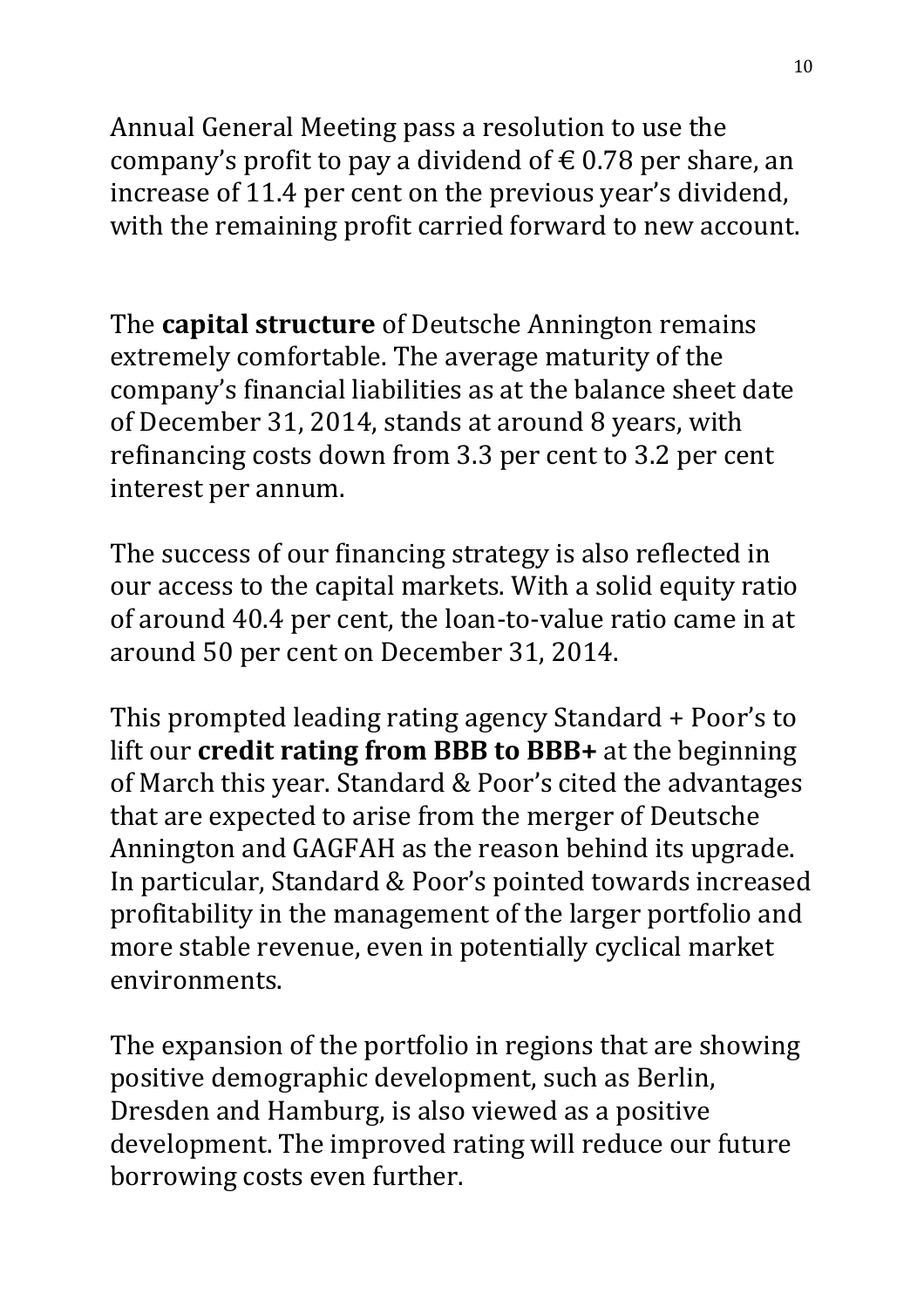Annual General Meeting pass a resolution to use the company's profit to pay a dividend of € 0.78 per share, an increase of 11.4 per cent on the previous year's dividend, with the remaining profit carried forward to new account.

The **capital structure** of Deutsche Annington remains extremely comfortable. The average maturity of the company's financial liabilities as at the balance sheet date of December 31, 2014, stands at around 8 years, with refinancing costs down from 3.3 per cent to 3.2 per cent interest per annum.

The success of our financing strategy is also reflected in our access to the capital markets. With a solid equity ratio of around 40.4 per cent, the loan-to-value ratio came in at around 50 per cent on December 31, 2014.

This prompted leading rating agency Standard + Poor's to lift our **credit rating from BBB to BBB+** at the beginning of March this year. Standard & Poor's cited the advantages that are expected to arise from the merger of Deutsche Annington and GAGFAH as the reason behind its upgrade. In particular, Standard & Poor's pointed towards increased profitability in the management of the larger portfolio and more stable revenue, even in potentially cyclical market environments.

The expansion of the portfolio in regions that are showing positive demographic development, such as Berlin, Dresden and Hamburg, is also viewed as a positive development. The improved rating will reduce our future borrowing costs even further.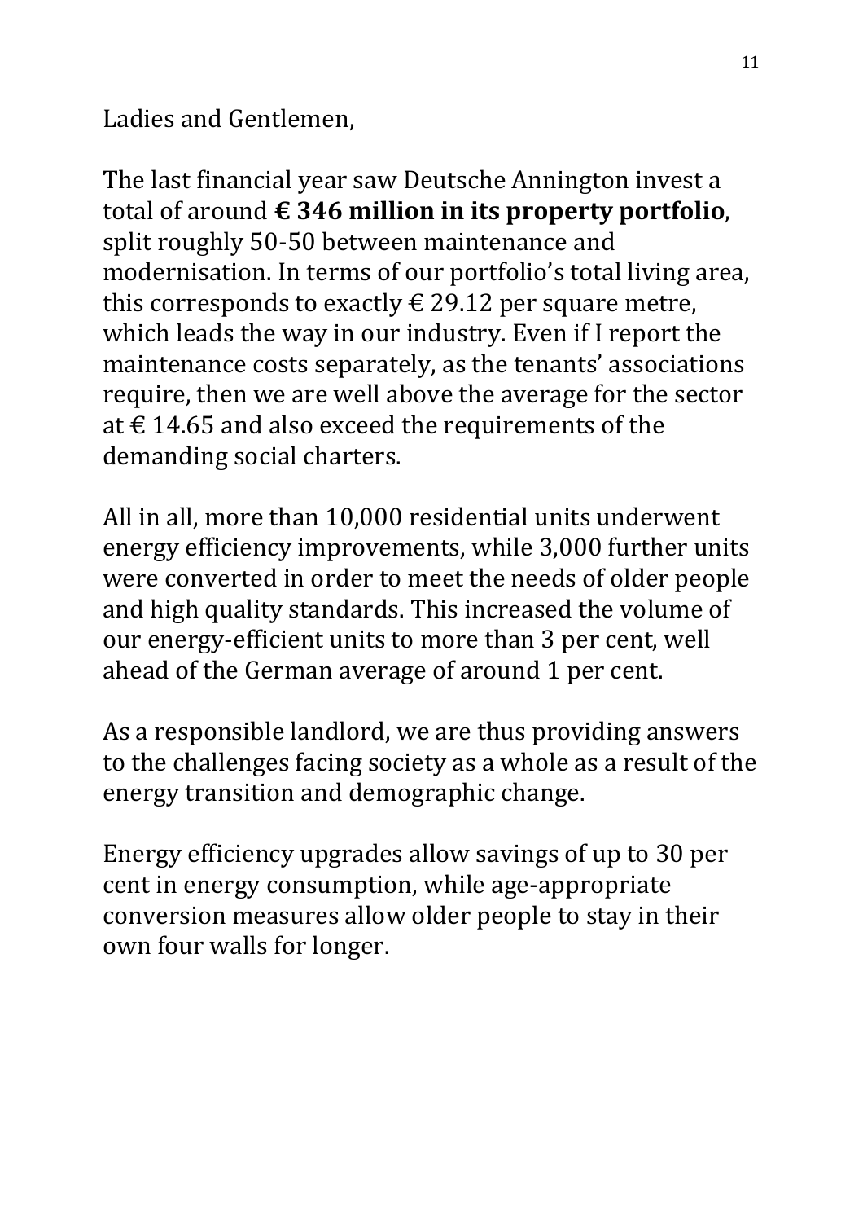Ladies and Gentlemen,

The last financial year saw Deutsche Annington invest a total of around **€ 346 million in its property portfolio**, split roughly 50-50 between maintenance and modernisation. In terms of our portfolio's total living area, this corresponds to exactly € 29.12 per square metre, which leads the way in our industry. Even if I report the maintenance costs separately, as the tenants' associations require, then we are well above the average for the sector at € 14.65 and also exceed the requirements of the demanding social charters.

All in all, more than 10,000 residential units underwent energy efficiency improvements, while 3,000 further units were converted in order to meet the needs of older people and high quality standards. This increased the volume of our energy-efficient units to more than 3 per cent, well ahead of the German average of around 1 per cent.

As a responsible landlord, we are thus providing answers to the challenges facing society as a whole as a result of the energy transition and demographic change.

Energy efficiency upgrades allow savings of up to 30 per cent in energy consumption, while age-appropriate conversion measures allow older people to stay in their own four walls for longer.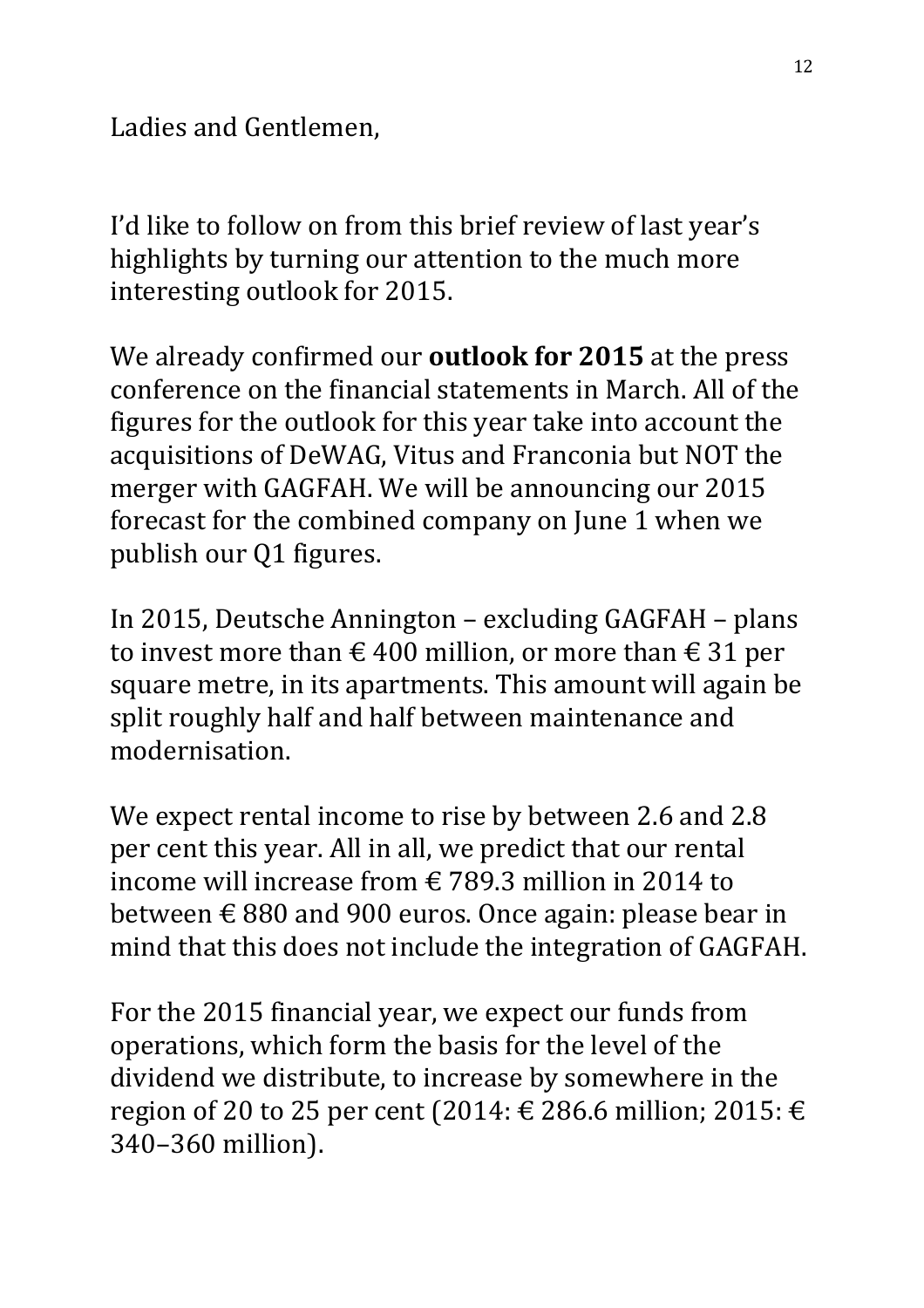Ladies and Gentlemen,

I'd like to follow on from this brief review of last year's highlights by turning our attention to the much more interesting outlook for 2015.

We already confirmed our **outlook for 2015** at the press conference on the financial statements in March. All of the figures for the outlook for this year take into account the acquisitions of DeWAG, Vitus and Franconia but NOT the merger with GAGFAH. We will be announcing our 2015 forecast for the combined company on June 1 when we publish our Q1 figures.

In 2015, Deutsche Annington – excluding GAGFAH – plans to invest more than € 400 million, or more than € 31 per square metre, in its apartments. This amount will again be split roughly half and half between maintenance and modernisation.

We expect rental income to rise by between 2.6 and 2.8 per cent this year. All in all, we predict that our rental income will increase from € 789.3 million in 2014 to between € 880 and 900 euros. Once again: please bear in mind that this does not include the integration of GAGFAH.

For the 2015 financial year, we expect our funds from operations, which form the basis for the level of the dividend we distribute, to increase by somewhere in the region of 20 to 25 per cent (2014: € 286.6 million; 2015: € 340–360 million).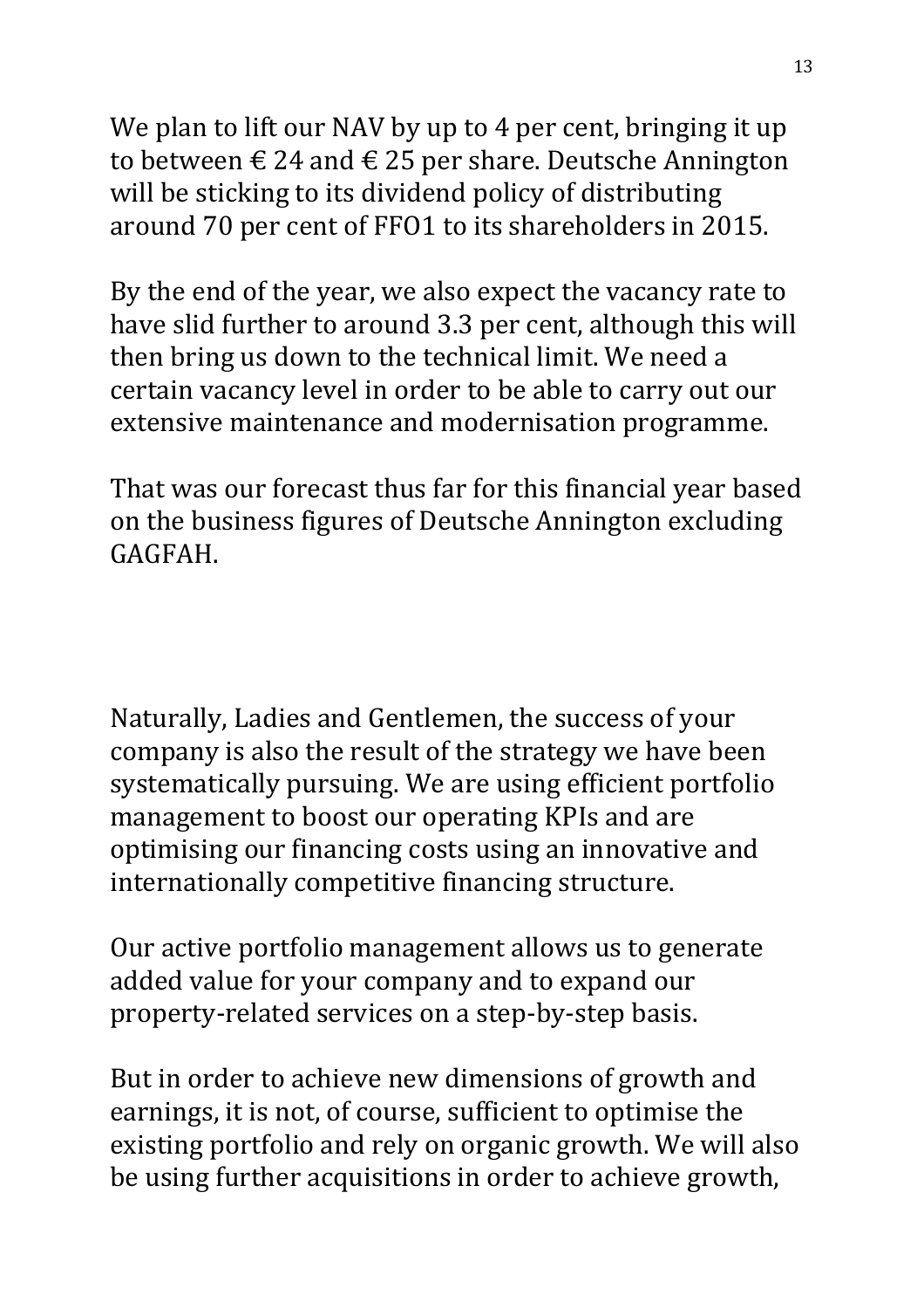We plan to lift our NAV by up to 4 per cent, bringing it up to between € 24 and € 25 per share. Deutsche Annington will be sticking to its dividend policy of distributing around 70 per cent of FFO1 to its shareholders in 2015.

By the end of the year, we also expect the vacancy rate to have slid further to around 3.3 per cent, although this will then bring us down to the technical limit. We need a certain vacancy level in order to be able to carry out our extensive maintenance and modernisation programme.

That was our forecast thus far for this financial year based on the business figures of Deutsche Annington excluding GAGFAH.

Naturally, Ladies and Gentlemen, the success of your company is also the result of the strategy we have been systematically pursuing. We are using efficient portfolio management to boost our operating KPIs and are optimising our financing costs using an innovative and internationally competitive financing structure.

Our active portfolio management allows us to generate added value for your company and to expand our property-related services on a step-by-step basis.

But in order to achieve new dimensions of growth and earnings, it is not, of course, sufficient to optimise the existing portfolio and rely on organic growth. We will also be using further acquisitions in order to achieve growth,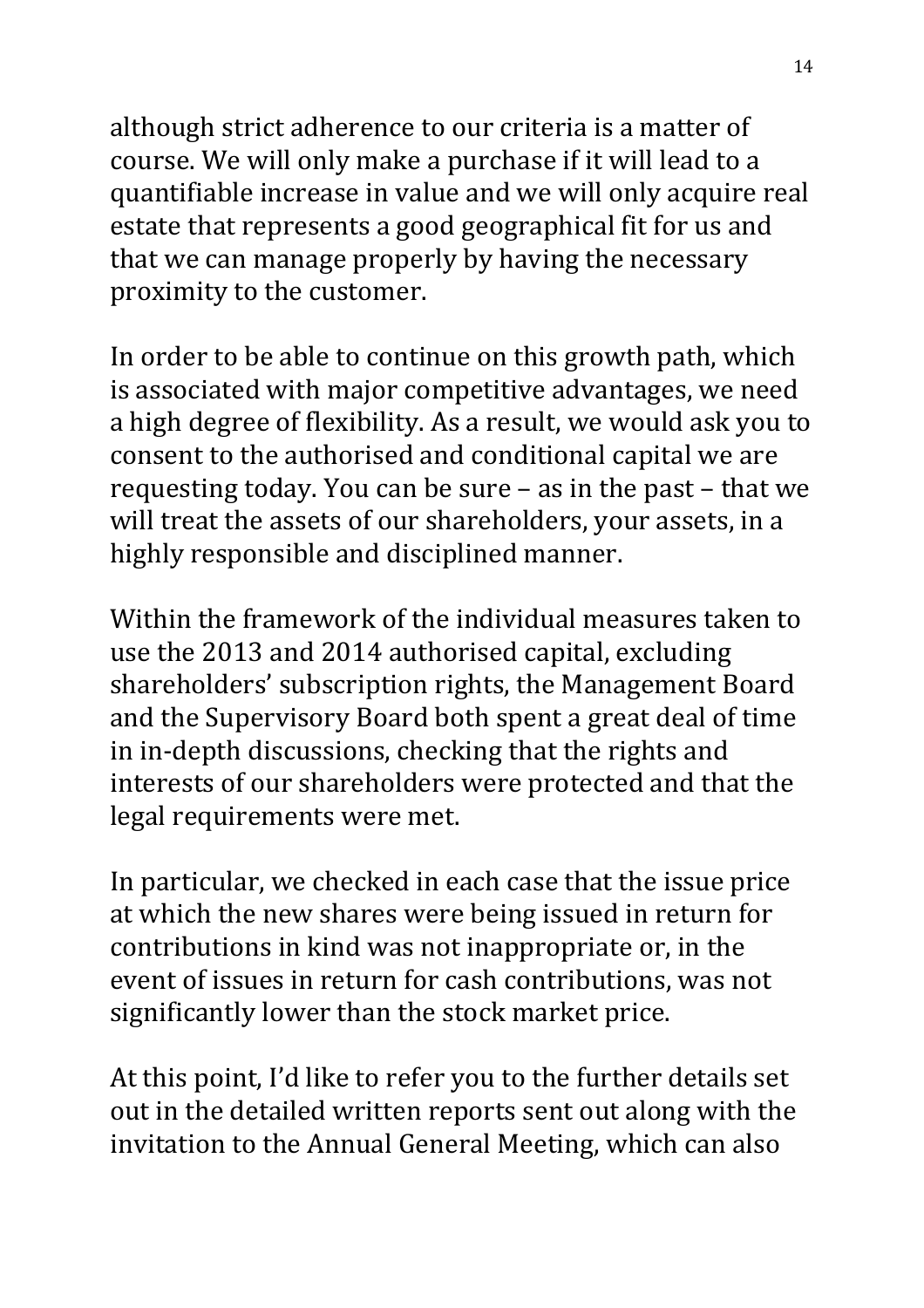although strict adherence to our criteria is a matter of course. We will only make a purchase if it will lead to a quantifiable increase in value and we will only acquire real estate that represents a good geographical fit for us and that we can manage properly by having the necessary proximity to the customer.

In order to be able to continue on this growth path, which is associated with major competitive advantages, we need a high degree of flexibility. As a result, we would ask you to consent to the authorised and conditional capital we are requesting today. You can be sure – as in the past – that we will treat the assets of our shareholders, your assets, in a highly responsible and disciplined manner.

Within the framework of the individual measures taken to use the 2013 and 2014 authorised capital, excluding shareholders' subscription rights, the Management Board and the Supervisory Board both spent a great deal of time in in-depth discussions, checking that the rights and interests of our shareholders were protected and that the legal requirements were met.

In particular, we checked in each case that the issue price at which the new shares were being issued in return for contributions in kind was not inappropriate or, in the event of issues in return for cash contributions, was not significantly lower than the stock market price.

At this point, I'd like to refer you to the further details set out in the detailed written reports sent out along with the invitation to the Annual General Meeting, which can also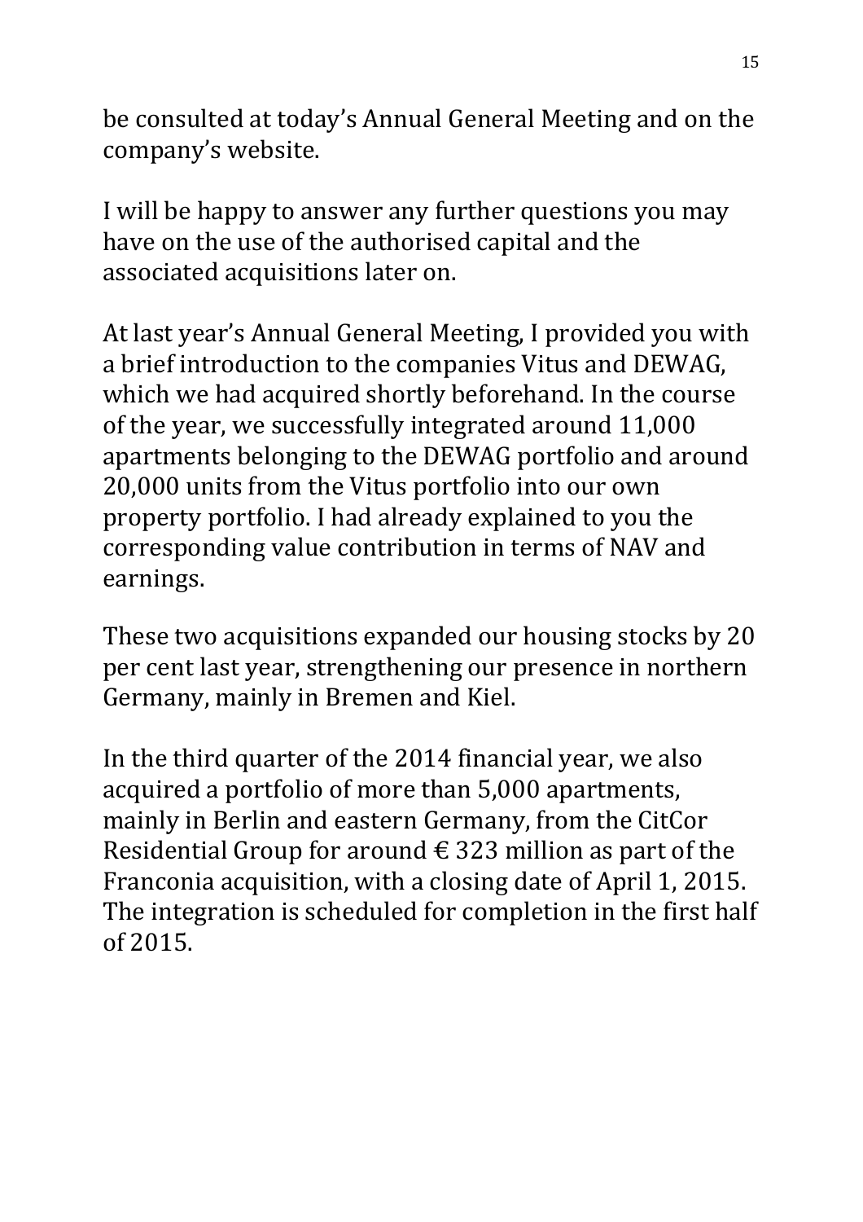be consulted at today's Annual General Meeting and on the company's website.

I will be happy to answer any further questions you may have on the use of the authorised capital and the associated acquisitions later on.

At last year's Annual General Meeting, I provided you with a brief introduction to the companies Vitus and DEWAG, which we had acquired shortly beforehand. In the course of the year, we successfully integrated around 11,000 apartments belonging to the DEWAG portfolio and around 20,000 units from the Vitus portfolio into our own property portfolio. I had already explained to you the corresponding value contribution in terms of NAV and earnings.

These two acquisitions expanded our housing stocks by 20 per cent last year, strengthening our presence in northern Germany, mainly in Bremen and Kiel.

In the third quarter of the 2014 financial year, we also acquired a portfolio of more than 5,000 apartments, mainly in Berlin and eastern Germany, from the CitCor Residential Group for around € 323 million as part of the Franconia acquisition, with a closing date of April 1, 2015. The integration is scheduled for completion in the first half of 2015.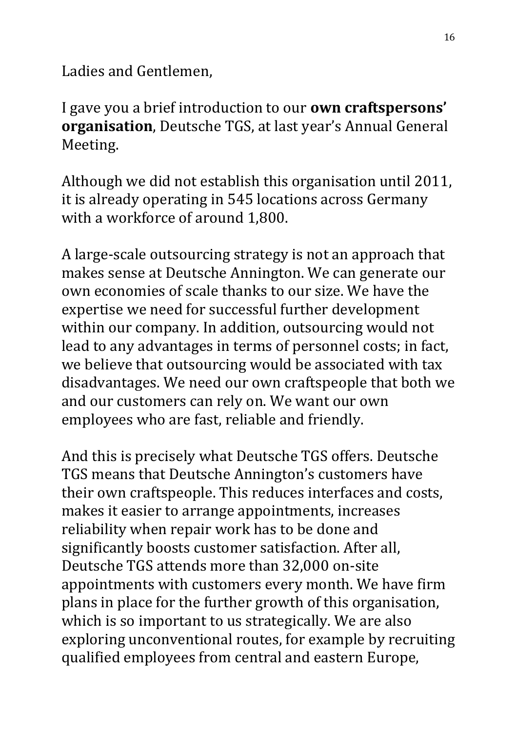Ladies and Gentlemen,

I gave you a brief introduction to our **own craftspersons' organisation**, Deutsche TGS, at last year's Annual General Meeting.

Although we did not establish this organisation until 2011, it is already operating in 545 locations across Germany with a workforce of around 1,800.

A large-scale outsourcing strategy is not an approach that makes sense at Deutsche Annington. We can generate our own economies of scale thanks to our size. We have the expertise we need for successful further development within our company. In addition, outsourcing would not lead to any advantages in terms of personnel costs; in fact, we believe that outsourcing would be associated with tax disadvantages. We need our own craftspeople that both we and our customers can rely on. We want our own employees who are fast, reliable and friendly.

And this is precisely what Deutsche TGS offers. Deutsche TGS means that Deutsche Annington's customers have their own craftspeople. This reduces interfaces and costs, makes it easier to arrange appointments, increases reliability when repair work has to be done and significantly boosts customer satisfaction. After all, Deutsche TGS attends more than 32,000 on-site appointments with customers every month. We have firm plans in place for the further growth of this organisation, which is so important to us strategically. We are also exploring unconventional routes, for example by recruiting qualified employees from central and eastern Europe,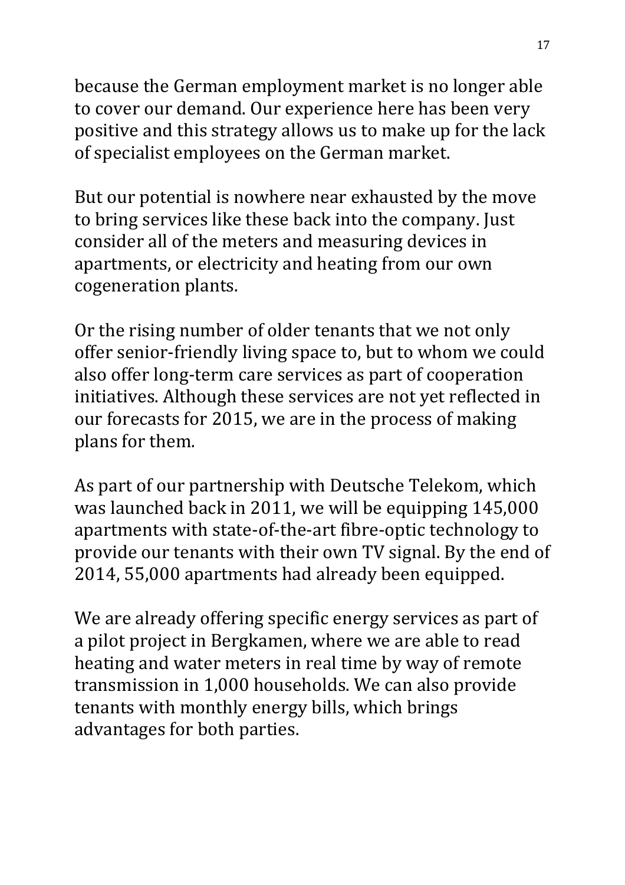because the German employment market is no longer able to cover our demand. Our experience here has been very positive and this strategy allows us to make up for the lack of specialist employees on the German market.

But our potential is nowhere near exhausted by the move to bring services like these back into the company. Just consider all of the meters and measuring devices in apartments, or electricity and heating from our own cogeneration plants.

Or the rising number of older tenants that we not only offer senior-friendly living space to, but to whom we could also offer long-term care services as part of cooperation initiatives. Although these services are not yet reflected in our forecasts for 2015, we are in the process of making plans for them.

As part of our partnership with Deutsche Telekom, which was launched back in 2011, we will be equipping 145,000 apartments with state-of-the-art fibre-optic technology to provide our tenants with their own TV signal. By the end of 2014, 55,000 apartments had already been equipped.

We are already offering specific energy services as part of a pilot project in Bergkamen, where we are able to read heating and water meters in real time by way of remote transmission in 1,000 households. We can also provide tenants with monthly energy bills, which brings advantages for both parties.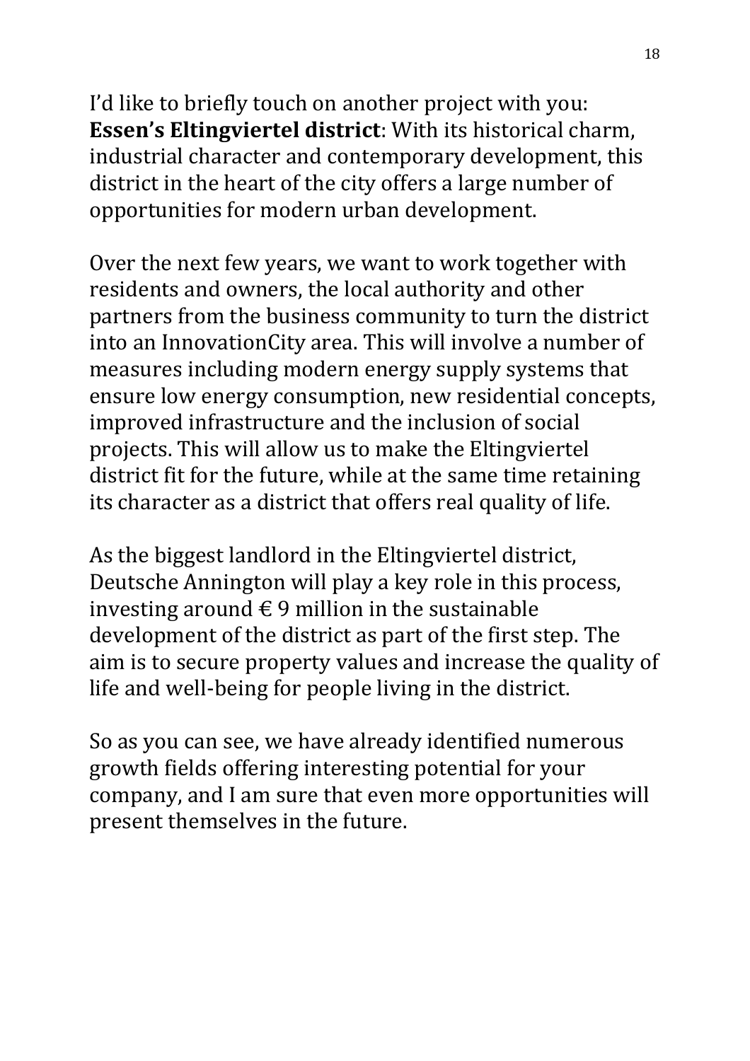I'd like to briefly touch on another project with you: **Essen's Eltingviertel district**: With its historical charm, industrial character and contemporary development, this district in the heart of the city offers a large number of opportunities for modern urban development.

Over the next few years, we want to work together with residents and owners, the local authority and other partners from the business community to turn the district into an InnovationCity area. This will involve a number of measures including modern energy supply systems that ensure low energy consumption, new residential concepts, improved infrastructure and the inclusion of social projects. This will allow us to make the Eltingviertel district fit for the future, while at the same time retaining its character as a district that offers real quality of life.

As the biggest landlord in the Eltingviertel district, Deutsche Annington will play a key role in this process, investing around € 9 million in the sustainable development of the district as part of the first step. The aim is to secure property values and increase the quality of life and well-being for people living in the district.

So as you can see, we have already identified numerous growth fields offering interesting potential for your company, and I am sure that even more opportunities will present themselves in the future.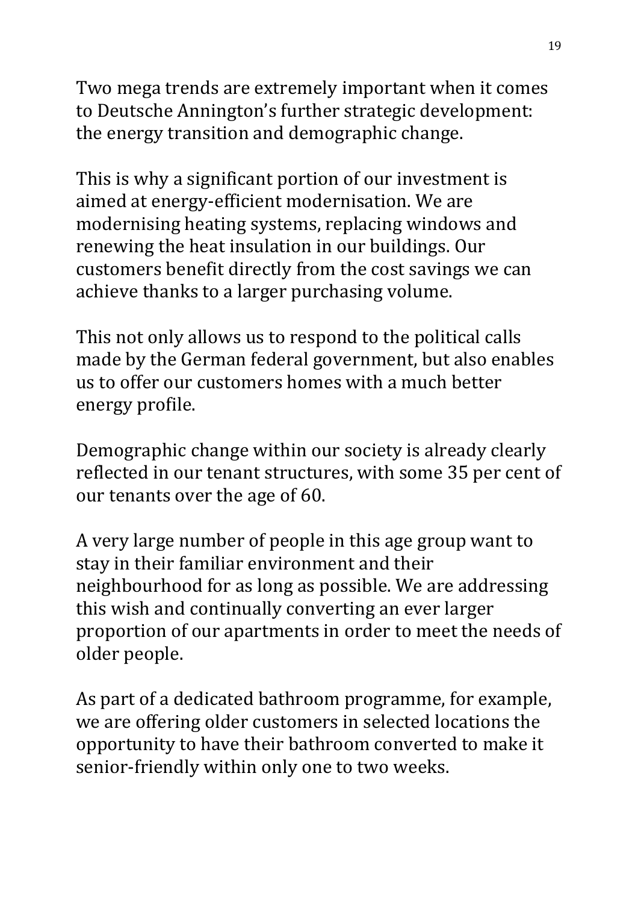Two mega trends are extremely important when it comes to Deutsche Annington's further strategic development: the energy transition and demographic change.

This is why a significant portion of our investment is aimed at energy-efficient modernisation. We are modernising heating systems, replacing windows and renewing the heat insulation in our buildings. Our customers benefit directly from the cost savings we can achieve thanks to a larger purchasing volume.

This not only allows us to respond to the political calls made by the German federal government, but also enables us to offer our customers homes with a much better energy profile.

Demographic change within our society is already clearly reflected in our tenant structures, with some 35 per cent of our tenants over the age of 60.

A very large number of people in this age group want to stay in their familiar environment and their neighbourhood for as long as possible. We are addressing this wish and continually converting an ever larger proportion of our apartments in order to meet the needs of older people.

As part of a dedicated bathroom programme, for example, we are offering older customers in selected locations the opportunity to have their bathroom converted to make it senior-friendly within only one to two weeks.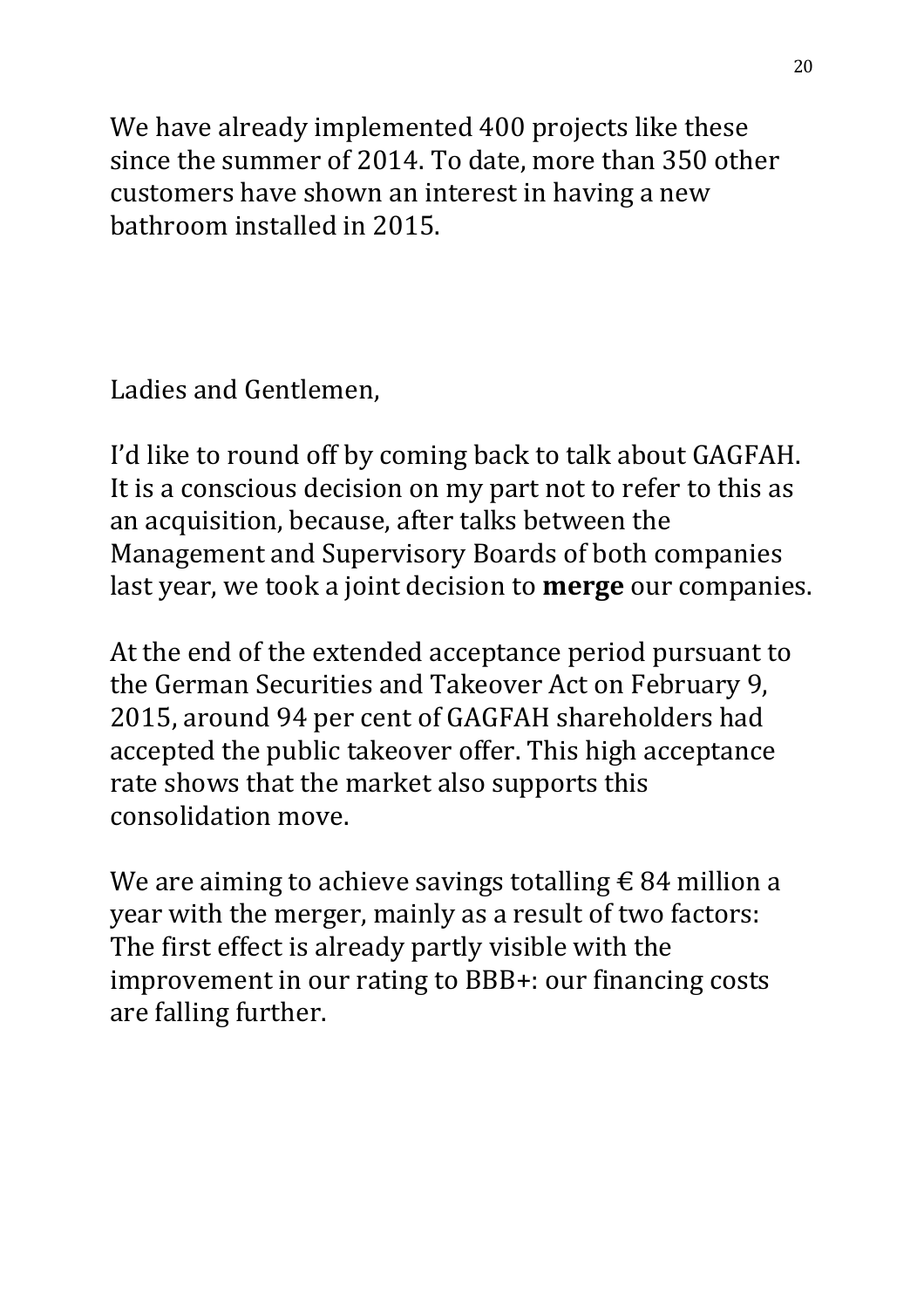We have already implemented 400 projects like these since the summer of 2014. To date, more than 350 other customers have shown an interest in having a new bathroom installed in 2015.

Ladies and Gentlemen,

I'd like to round off by coming back to talk about GAGFAH. It is a conscious decision on my part not to refer to this as an acquisition, because, after talks between the Management and Supervisory Boards of both companies last year, we took a joint decision to **merge** our companies.

At the end of the extended acceptance period pursuant to the German Securities and Takeover Act on February 9, 2015, around 94 per cent of GAGFAH shareholders had accepted the public takeover offer. This high acceptance rate shows that the market also supports this consolidation move.

We are aiming to achieve savings totalling € 84 million a year with the merger, mainly as a result of two factors: The first effect is already partly visible with the improvement in our rating to BBB+: our financing costs are falling further.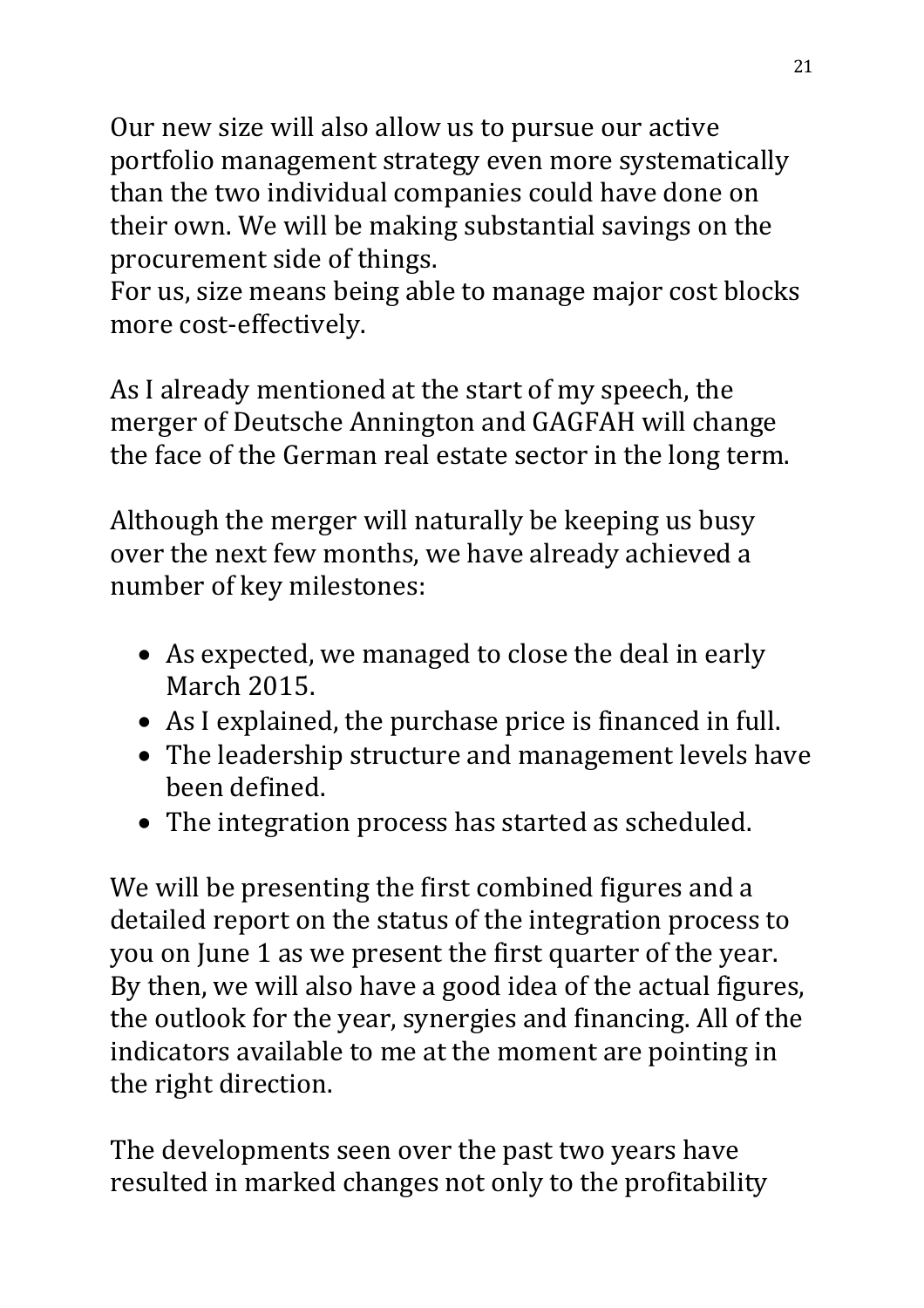Our new size will also allow us to pursue our active portfolio management strategy even more systematically than the two individual companies could have done on their own. We will be making substantial savings on the procurement side of things.
For us, size means being able to manage major cost blocks more cost-effectively.

As I already mentioned at the start of my speech, the merger of Deutsche Annington and GAGFAH will change the face of the German real estate sector in the long term.

Although the merger will naturally be keeping us busy over the next few months, we have already achieved a number of key milestones:

- As expected, we managed to close the deal in early March 2015.
- As I explained, the purchase price is financed in full.
- The leadership structure and management levels have been defined.
- The integration process has started as scheduled.

We will be presenting the first combined figures and a detailed report on the status of the integration process to you on June 1 as we present the first quarter of the year. By then, we will also have a good idea of the actual figures, the outlook for the year, synergies and financing. All of the indicators available to me at the moment are pointing in the right direction.

The developments seen over the past two years have resulted in marked changes not only to the profitability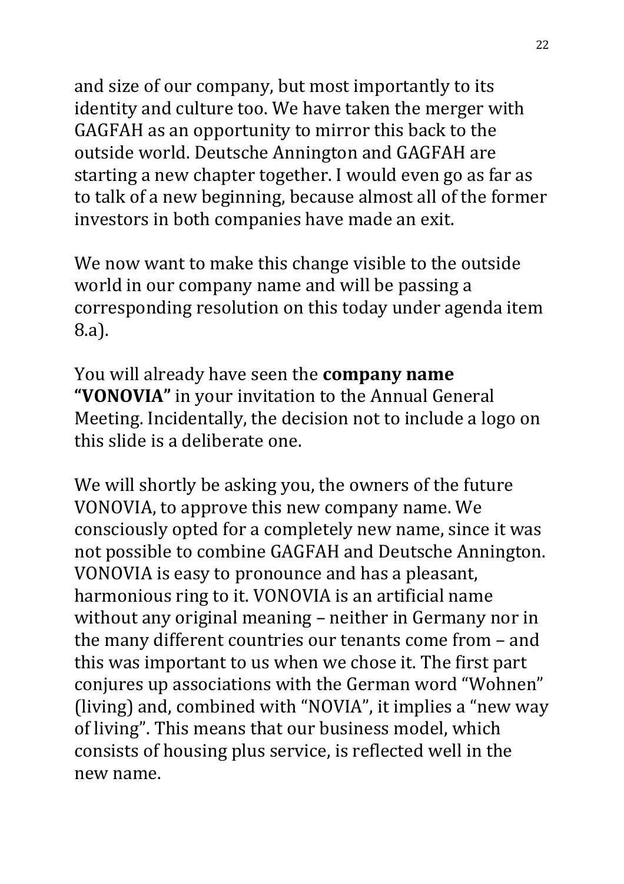and size of our company, but most importantly to its identity and culture too. We have taken the merger with GAGFAH as an opportunity to mirror this back to the outside world. Deutsche Annington and GAGFAH are starting a new chapter together. I would even go as far as to talk of a new beginning, because almost all of the former investors in both companies have made an exit.

We now want to make this change visible to the outside world in our company name and will be passing a corresponding resolution on this today under agenda item 8.a).

You will already have seen the **company name "VONOVIA"** in your invitation to the Annual General Meeting. Incidentally, the decision not to include a logo on this slide is a deliberate one.

We will shortly be asking you, the owners of the future VONOVIA, to approve this new company name. We consciously opted for a completely new name, since it was not possible to combine GAGFAH and Deutsche Annington. VONOVIA is easy to pronounce and has a pleasant, harmonious ring to it. VONOVIA is an artificial name without any original meaning – neither in Germany nor in the many different countries our tenants come from – and this was important to us when we chose it. The first part conjures up associations with the German word "Wohnen" (living) and, combined with "NOVIA", it implies a "new way of living". This means that our business model, which consists of housing plus service, is reflected well in the new name.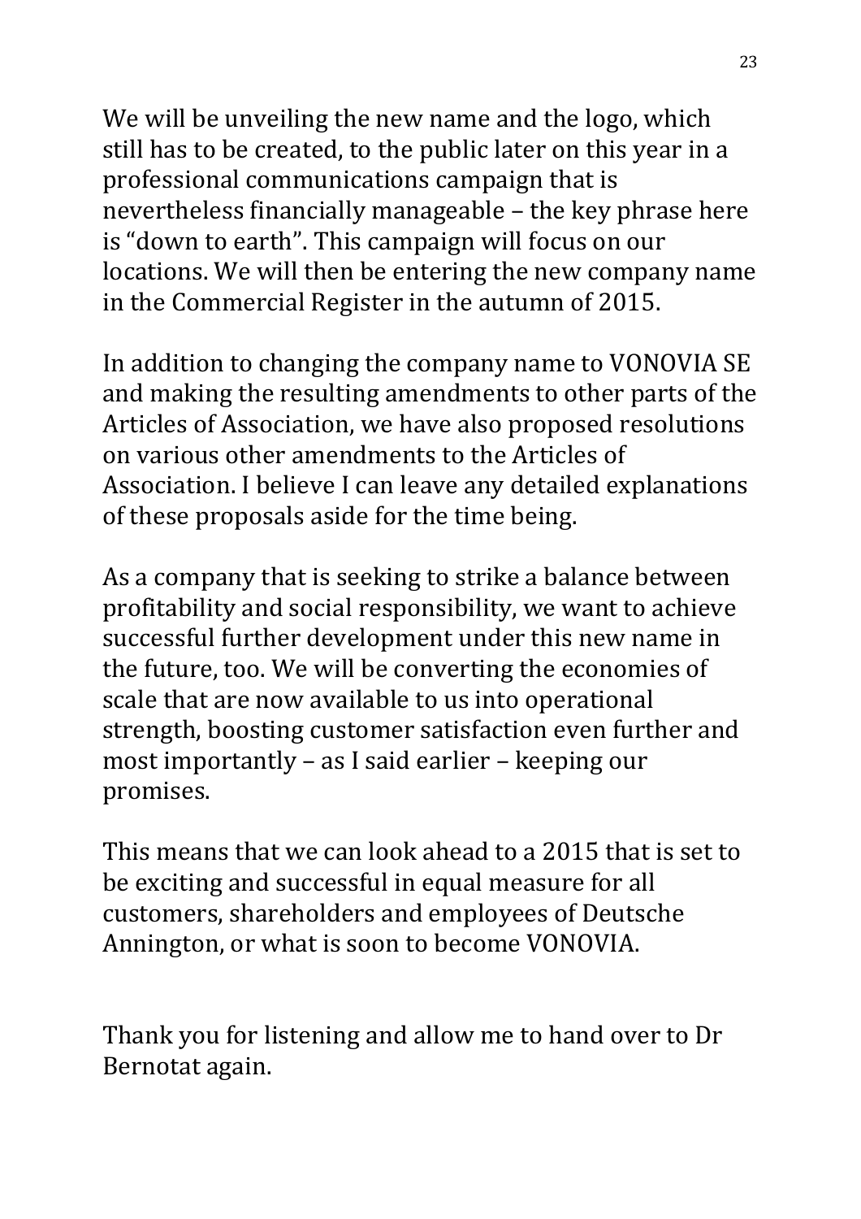We will be unveiling the new name and the logo, which still has to be created, to the public later on this year in a professional communications campaign that is nevertheless financially manageable – the key phrase here is "down to earth". This campaign will focus on our locations. We will then be entering the new company name in the Commercial Register in the autumn of 2015.

In addition to changing the company name to VONOVIA SE and making the resulting amendments to other parts of the Articles of Association, we have also proposed resolutions on various other amendments to the Articles of Association. I believe I can leave any detailed explanations of these proposals aside for the time being.

As a company that is seeking to strike a balance between profitability and social responsibility, we want to achieve successful further development under this new name in the future, too. We will be converting the economies of scale that are now available to us into operational strength, boosting customer satisfaction even further and most importantly – as I said earlier – keeping our promises.

This means that we can look ahead to a 2015 that is set to be exciting and successful in equal measure for all customers, shareholders and employees of Deutsche Annington, or what is soon to become VONOVIA.

Thank you for listening and allow me to hand over to Dr Bernotat again.